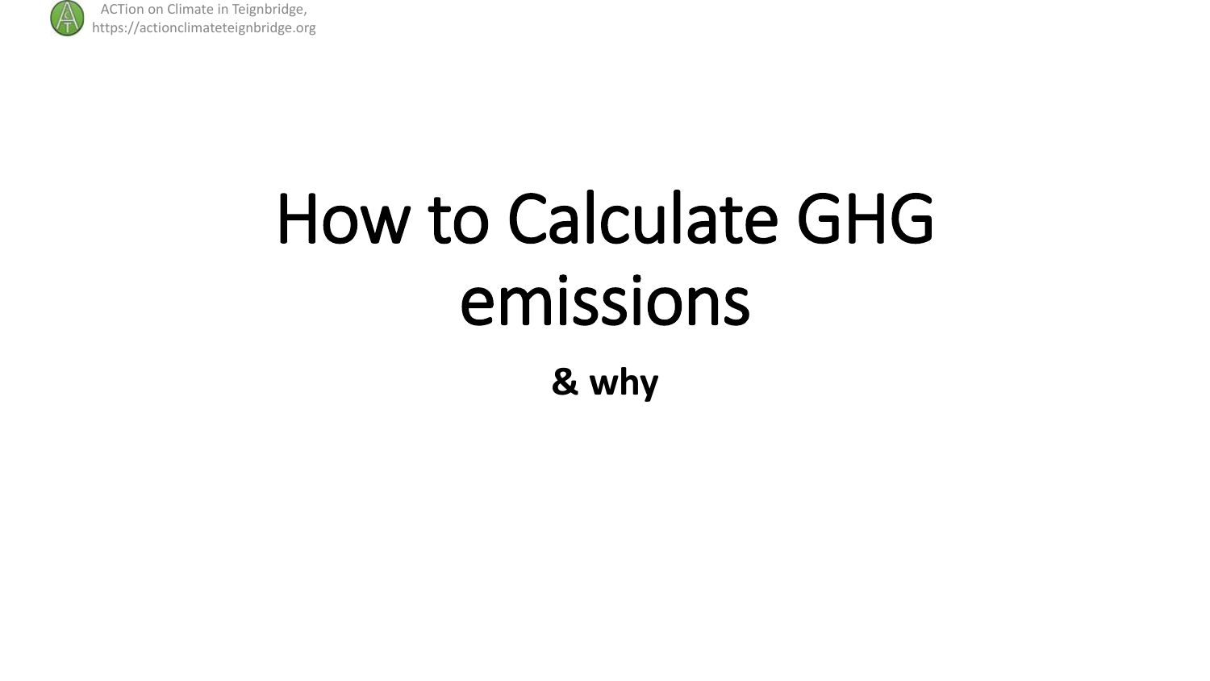# How to Calculate GHG emissions

**& why**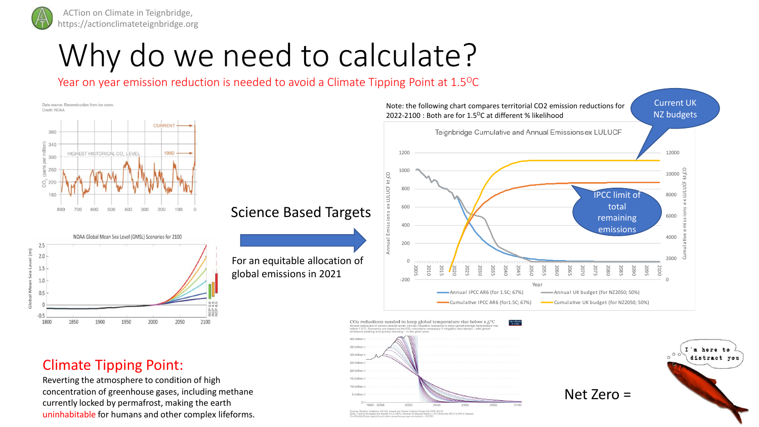# Why do we need to calculate?

Year on year emission reduction is needed to avoid a Climate Tipping Point at 1.5$^{O}$C

Science Based Targets

For an equitable allocation of global emissions in 2021

Note: the following chart compares territorial CO2 emission reductions for 2022-2100 : Both are for 1.5$^{O}$C at different % likelihood

Current UK NZ budgets

IPCC limit of total remaining emissions

## Climate Tipping Point:

Reverting the atmosphere to condition of high concentration of greenhouse gases, including methane currently locked by permafrost, making the earth uninhabitable for humans and other complex lifeforms.

Net Zero =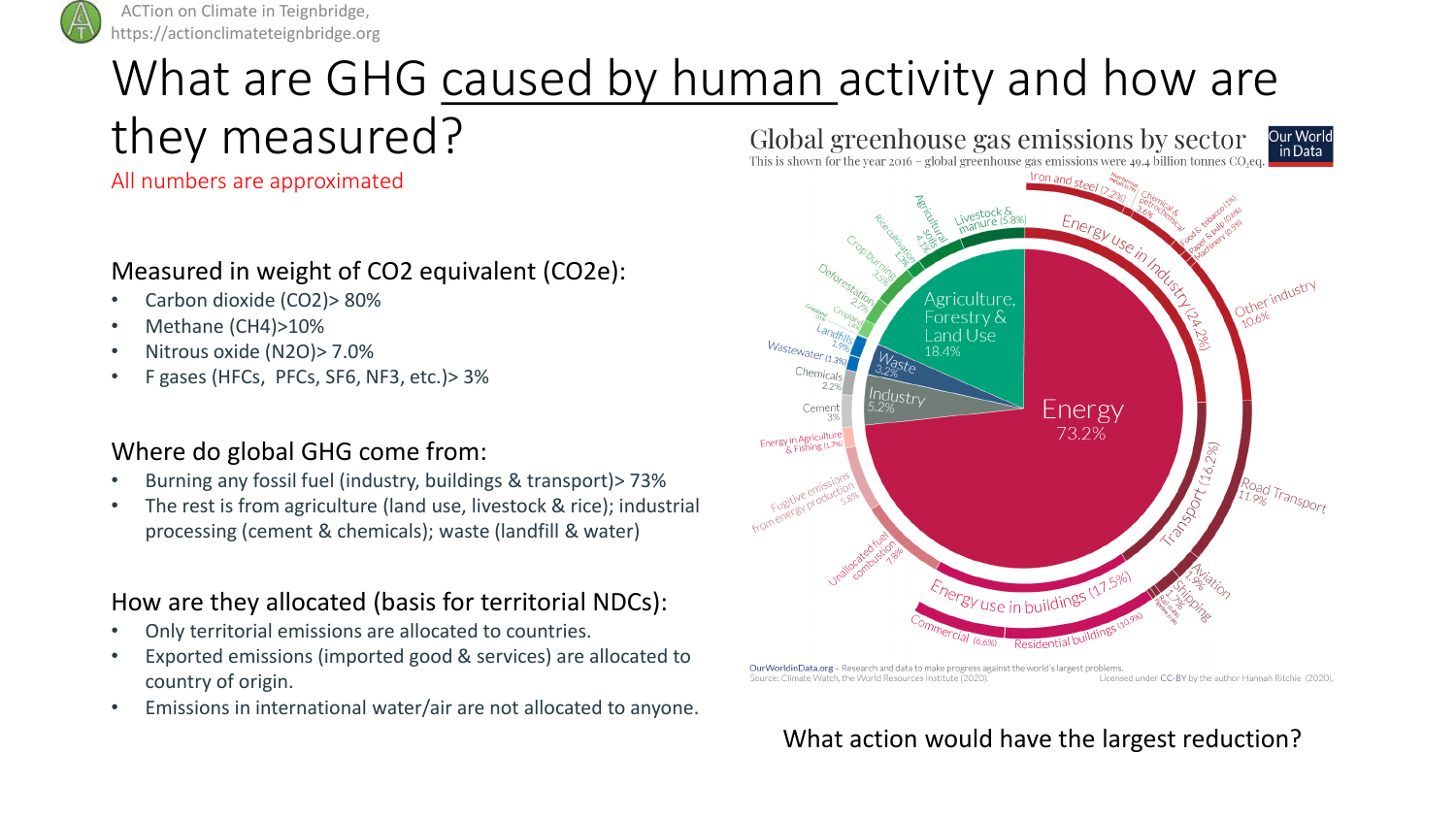ACTion on Climate in Teignbridge, https://actionclimateteignbridge.org

# What are GHG caused by human activity and how are they measured?

All numbers are approximated

### Measured in weight of CO2 equivalent (CO2e):

- Carbon dioxide ($CO_2$)> 80%
- Methane ($CH_4$)>10%
- Nitrous oxide ($N_2O$)> 7.0%
- F gases (HFCs, PFCs, $SF_6$, $NF_3$, etc.)> 3%

### Where do global GHG come from:

- Burning any fossil fuel (industry, buildings & transport)> 73%
- The rest is from agriculture (land use, livestock & rice); industrial processing (cement & chemicals); waste (landfill & water)

### How are they allocated (basis for territorial NDCs):

- Only territorial emissions are allocated to countries.
- Exported emissions (imported good & services) are allocated to country of origin.
- Emissions in international water/air are not allocated to anyone.

**Global greenhouse gas emissions by sector**

This is shown for the year 2016 – global greenhouse gas emissions were 49.4 billion tonnes $CO_2$eq.

OurWorldinData.org – Research and data to make progress against the world's largest problems.
Source: Climate Watch, the World Resources Institute (2020). Licensed under CC-BY by the author Hannah Ritchie (2020).

What action would have the largest reduction?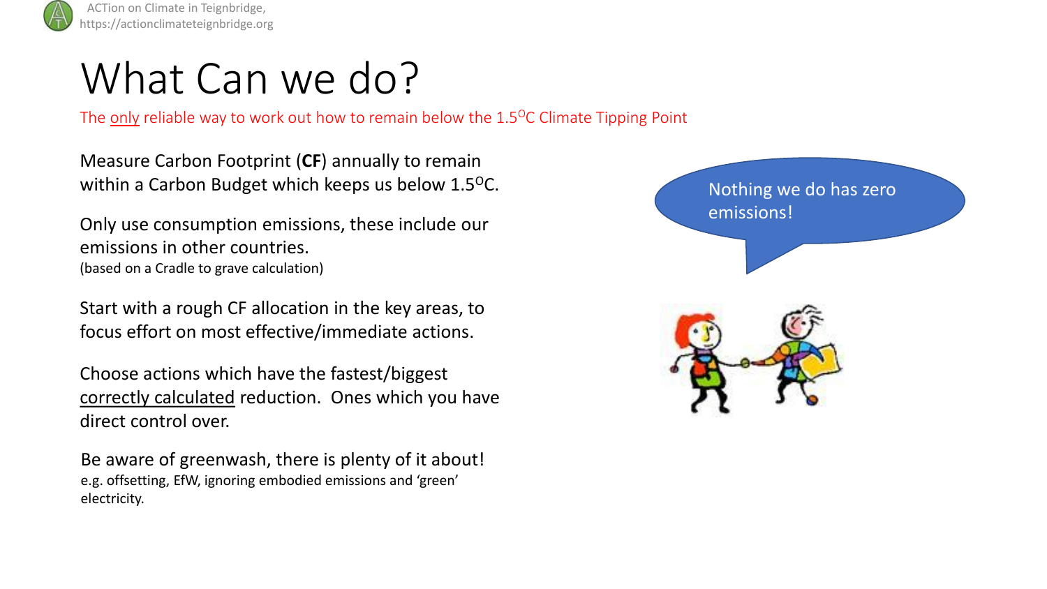# What Can we do?

The <u>only</u> reliable way to work out how to remain below the 1.5$^{O}$C Climate Tipping Point

Measure Carbon Footprint (**CF**) annually to remain within a Carbon Budget which keeps us below 1.5$^{O}$C.

Only use consumption emissions, these include our emissions in other countries.
(based on a Cradle to grave calculation)

Start with a rough CF allocation in the key areas, to focus effort on most effective/immediate actions.

Choose actions which have the fastest/biggest <u>correctly calculated</u> reduction. Ones which you have direct control over.

Be aware of greenwash, there is plenty of it about!
e.g. offsetting, EfW, ignoring embodied emissions and 'green' electricity.

Nothing we do has zero emissions!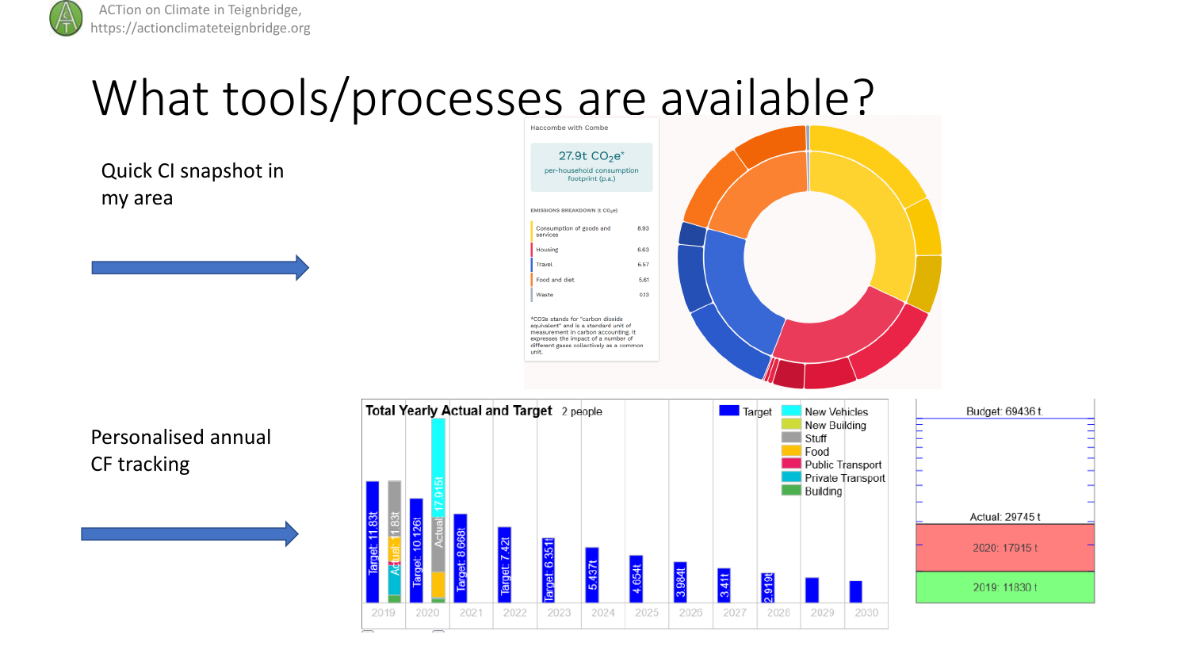ACTion on Climate in Teignbridge, https://actionclimateteignbridge.org

# What tools/processes are available?

Quick CI snapshot in my area

Haccombe with Combe

27.9t $CO_2e$*

per-household consumption footprint (p.a.)

EMISSIONS BREAKDOWN (t $CO_2e$)

| Category | t $CO_2e$ |
|---|---|
| Consumption of goods and services | 8.93 |
| Housing | 6.63 |
| Travel | 6.57 |
| Food and diet | 5.61 |
| Waste | 0.13 |

*CO2e stands for "carbon dioxide equivalent" and is a standard unit of measurement in carbon accounting. It expresses the impact of a number of different gases collectively as a common unit.

Personalised annual CF tracking

**Total Yearly Actual and Target** 2 people

Legend: Target, New Vehicles, New Building, Stuff, Food, Public Transport, Private Transport, Building

| Year | Target | Actual |
|---|---|---|
| 2019 | 11.83t | 11.83t |
| 2020 | 10.126t | 17.915t |
| 2021 | 8.668t | |
| 2022 | 7.42t | |
| 2023 | 6.351t | |
| 2024 | 5.437t | |
| 2025 | 4.654t | |
| 2026 | 3.984t | |
| 2027 | 3.41t | |
| 2028 | 2.919t | |
| 2029 | | |
| 2030 | | |

Budget: 69436 t

Actual: 29745 t

2020: 17915 t

2019: 11830 t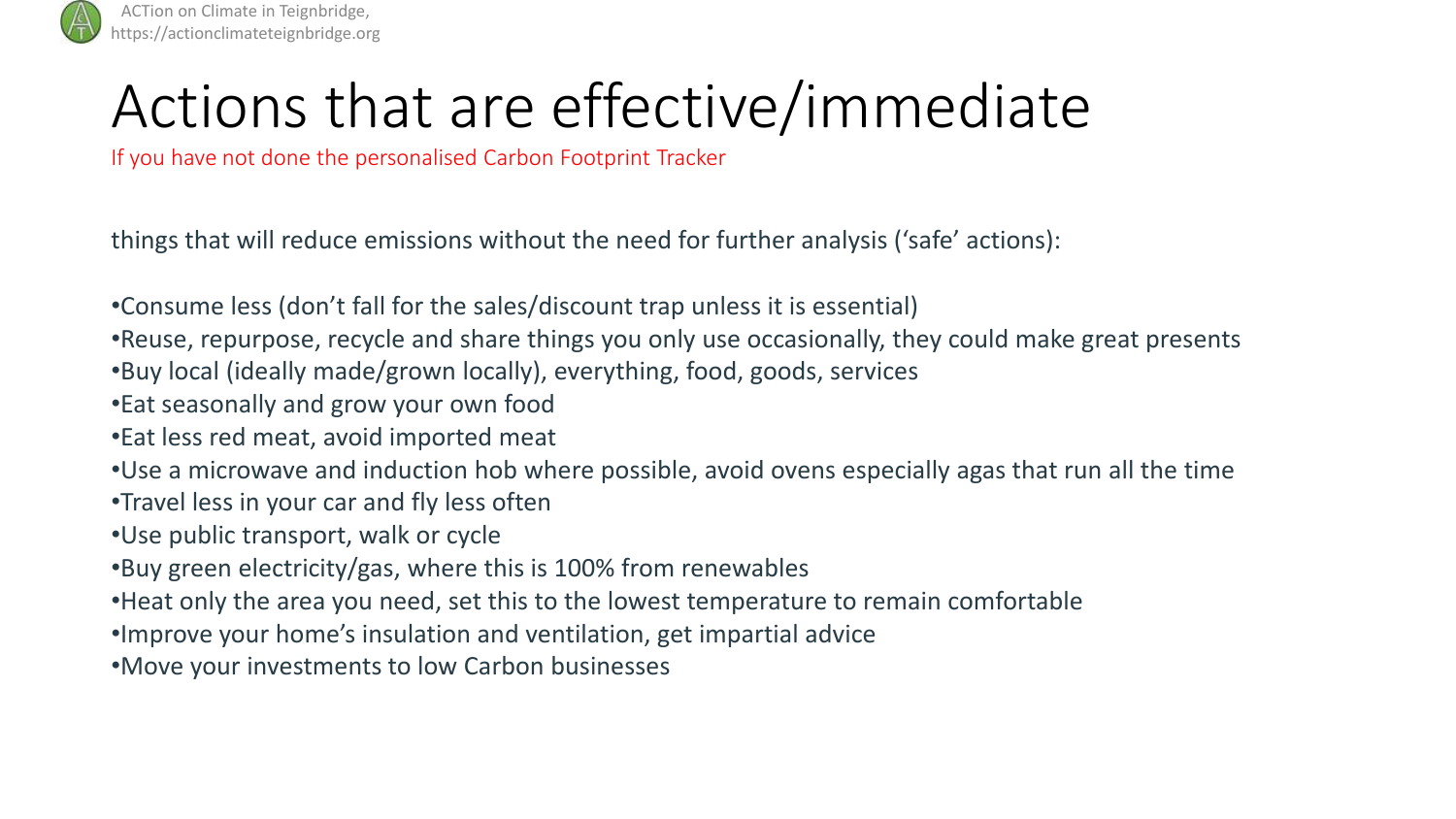# Actions that are effective/immediate

If you have not done the personalised Carbon Footprint Tracker

things that will reduce emissions without the need for further analysis ('safe' actions):

- Consume less (don't fall for the sales/discount trap unless it is essential)
- Reuse, repurpose, recycle and share things you only use occasionally, they could make great presents
- Buy local (ideally made/grown locally), everything, food, goods, services
- Eat seasonally and grow your own food
- Eat less red meat, avoid imported meat
- Use a microwave and induction hob where possible, avoid ovens especially agas that run all the time
- Travel less in your car and fly less often
- Use public transport, walk or cycle
- Buy green electricity/gas, where this is 100% from renewables
- Heat only the area you need, set this to the lowest temperature to remain comfortable
- Improve your home's insulation and ventilation, get impartial advice
- Move your investments to low Carbon businesses